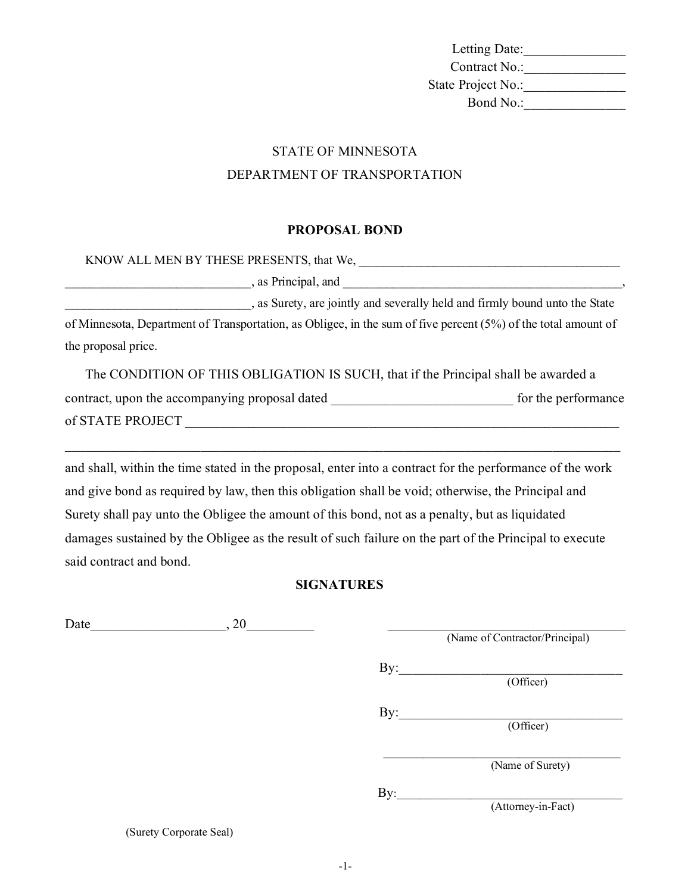Letting Date:_______________
Contract No.:_______________
State Project No.:_______________
Bond No.:_______________

STATE OF MINNESOTA
DEPARTMENT OF TRANSPORTATION

**PROPOSAL BOND**

KNOW ALL MEN BY THESE PRESENTS, that We, __________________________________________ _____________________________, as Principal, and ____________________________________________, _____________________________, as Surety, are jointly and severally held and firmly bound unto the State of Minnesota, Department of Transportation, as Obligee, in the sum of five percent (5%) of the total amount of the proposal price.

The CONDITION OF THIS OBLIGATION IS SUCH, that if the Principal shall be awarded a contract, upon the accompanying proposal dated ___________________________ for the performance of STATE PROJECT __________________________________________________________________

_________________________________________________________________________________

and shall, within the time stated in the proposal, enter into a contract for the performance of the work and give bond as required by law, then this obligation shall be void; otherwise, the Principal and Surety shall pay unto the Obligee the amount of this bond, not as a penalty, but as liquidated damages sustained by the Obligee as the result of such failure on the part of the Principal to execute said contract and bond.

**SIGNATURES**

Date____________________, 20__________

_____________________________________
(Name of Contractor/Principal)

By:__________________________________
(Officer)

By:__________________________________
(Officer)

_____________________________________
(Name of Surety)

By:__________________________________
(Attorney-in-Fact)

(Surety Corporate Seal)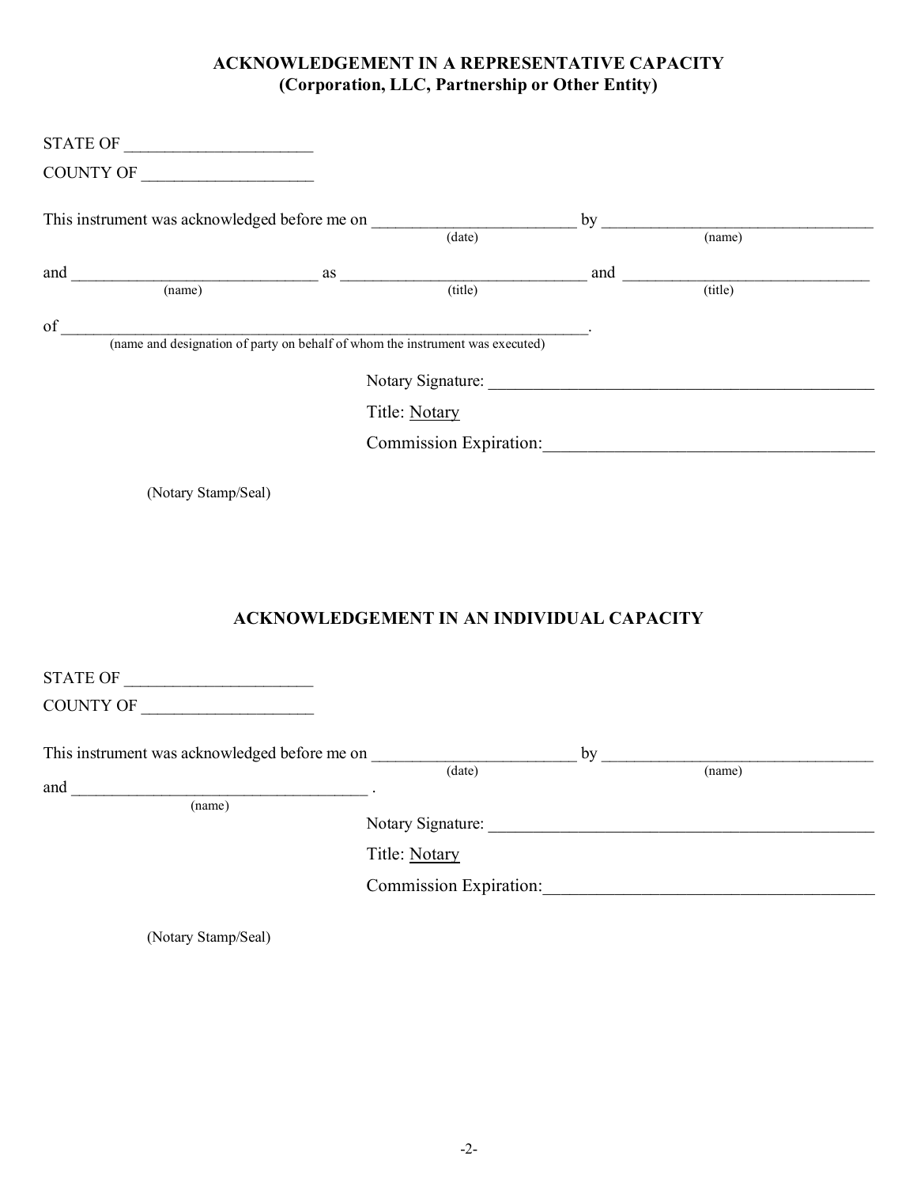## ACKNOWLEDGEMENT IN A REPRESENTATIVE CAPACITY
## (Corporation, LLC, Partnership or Other Entity)

STATE OF ______________________

COUNTY OF ____________________

This instrument was acknowledged before me on ________________________ by ________________________________
(date) (name)

and _____________________________ as _____________________________ and _____________________________
(name) (title) (title)

of _____________________________________________________________________.
(name and designation of party on behalf of whom the instrument was executed)

Notary Signature: _____________________________________________

Title: Notary

Commission Expiration:_____________________________________

(Notary Stamp/Seal)

## ACKNOWLEDGEMENT IN AN INDIVIDUAL CAPACITY

STATE OF ______________________

COUNTY OF ____________________

This instrument was acknowledged before me on ________________________ by ________________________________
(date) (name)

and ___________________________________ .
(name)

Notary Signature: _____________________________________________

Title: Notary

Commission Expiration:_____________________________________

(Notary Stamp/Seal)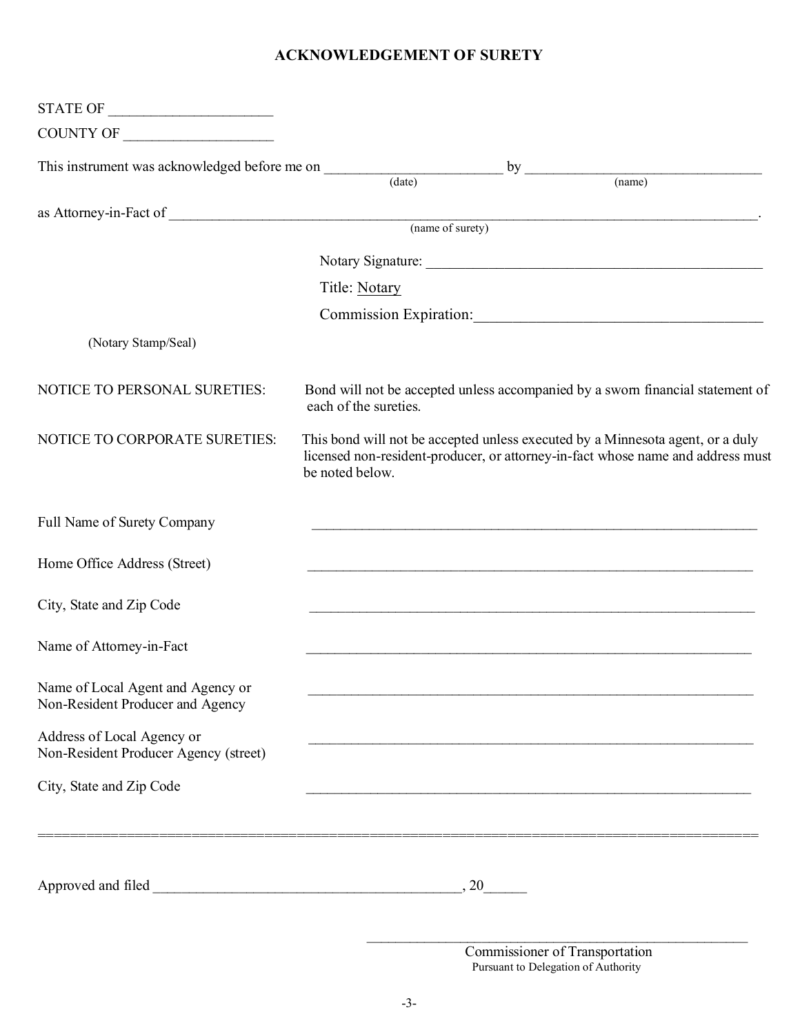# ACKNOWLEDGEMENT OF SURETY

STATE OF ______________________

COUNTY OF ____________________

This instrument was acknowledged before me on ________________________ by _________________________________
(date) (name)

as Attorney-in-Fact of ____________________________________________________________________________.
(name of surety)

Notary Signature: _______________________________________________

Title: Notary

Commission Expiration:_____________________________________

(Notary Stamp/Seal)

NOTICE TO PERSONAL SURETIES: Bond will not be accepted unless accompanied by a sworn financial statement of each of the sureties.

NOTICE TO CORPORATE SURETIES: This bond will not be accepted unless executed by a Minnesota agent, or a duly licensed non-resident-producer, or attorney-in-fact whose name and address must be noted below.

Full Name of Surety Company ____________________________________________________________

Home Office Address (Street) ____________________________________________________________

City, State and Zip Code ____________________________________________________________

Name of Attorney-in-Fact ____________________________________________________________

Name of Local Agent and Agency or Non-Resident Producer and Agency ____________________________________________________________

Address of Local Agency or Non-Resident Producer Agency (street) ____________________________________________________________

City, State and Zip Code ____________________________________________________________

==========================================================================================

Approved and filed _________________________________________, 20______

_____________________________________________________

Commissioner of Transportation
Pursuant to Delegation of Authority